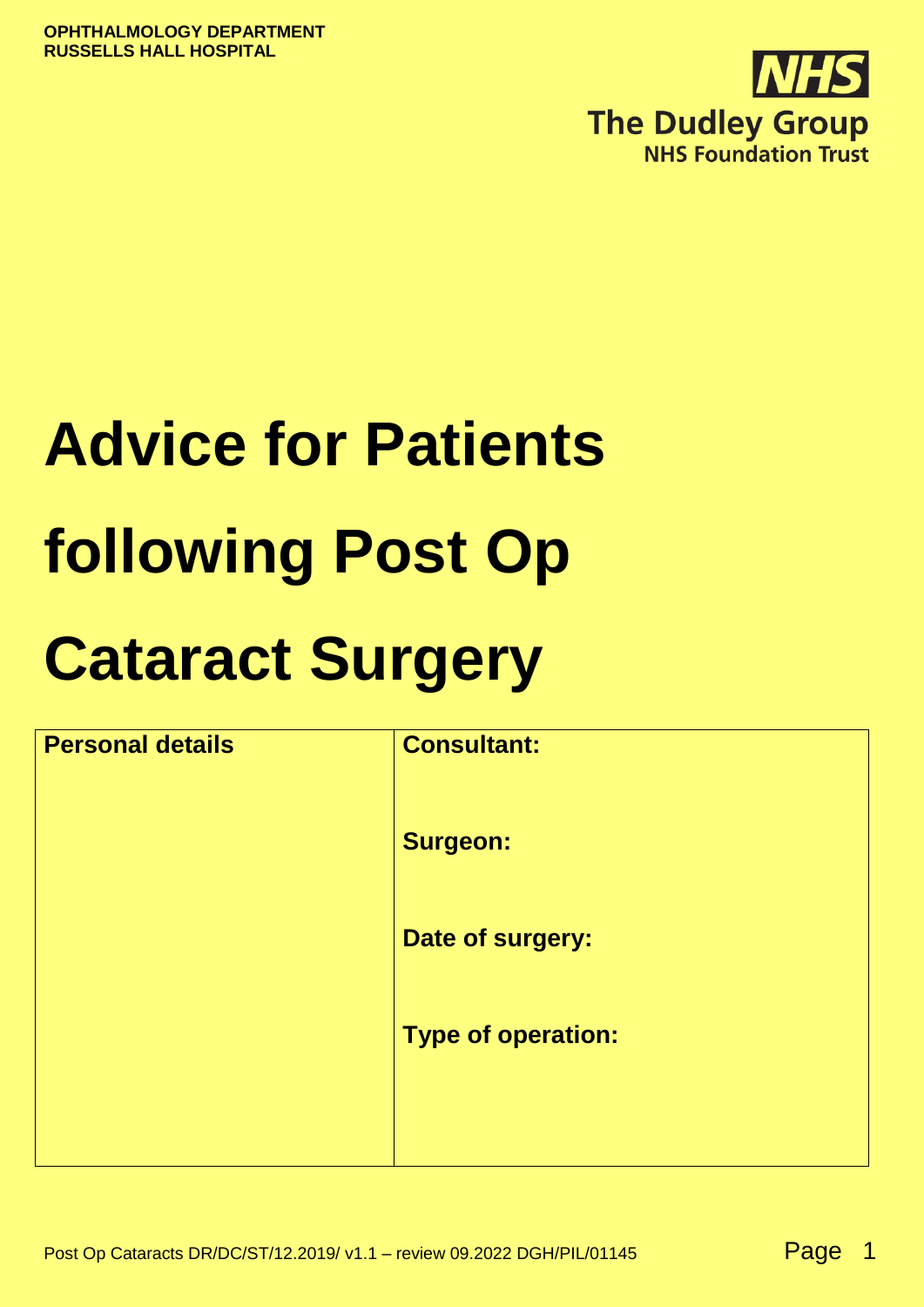**OPHTHALMOLOGY DEPARTMENT**
**RUSSELLS HALL HOSPITAL**

**NHS**
**The Dudley Group**
**NHS Foundation Trust**

# Advice for Patients following Post Op Cataract Surgery

| **Personal details** | **Consultant:** |
|---|---|
| | **Surgeon:** |
| | **Date of surgery:** |
| | **Type of operation:** |

Post Op Cataracts DR/DC/ST/12.2019/ v1.1 – review 09.2022 DGH/PIL/01145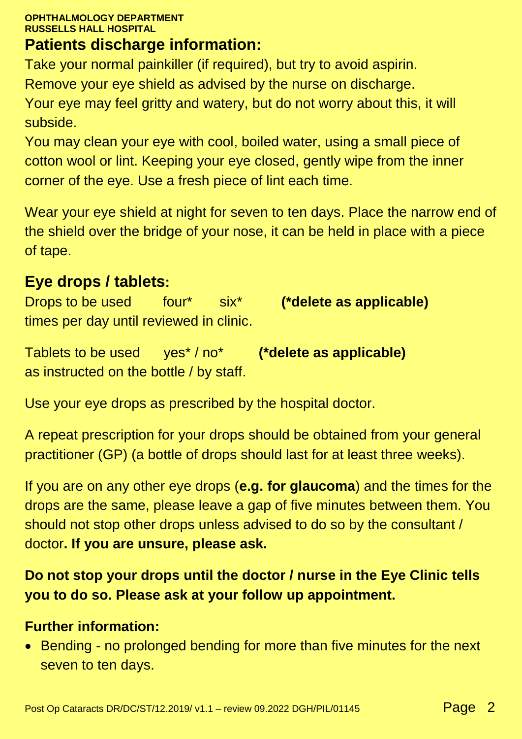## Patients discharge information:

Take your normal painkiller (if required), but try to avoid aspirin.
Remove your eye shield as advised by the nurse on discharge.
Your eye may feel gritty and watery, but do not worry about this, it will subside.
You may clean your eye with cool, boiled water, using a small piece of cotton wool or lint. Keeping your eye closed, gently wipe from the inner corner of the eye. Use a fresh piece of lint each time.

Wear your eye shield at night for seven to ten days. Place the narrow end of the shield over the bridge of your nose, it can be held in place with a piece of tape.

## Eye drops / tablets:

Drops to be used four* six* **(*delete as applicable)**
times per day until reviewed in clinic.

Tablets to be used yes* / no* **(*delete as applicable)**
as instructed on the bottle / by staff.

Use your eye drops as prescribed by the hospital doctor.

A repeat prescription for your drops should be obtained from your general practitioner (GP) (a bottle of drops should last for at least three weeks).

If you are on any other eye drops (**e.g. for glaucoma**) and the times for the drops are the same, please leave a gap of five minutes between them. You should not stop other drops unless advised to do so by the consultant / doctor**. If you are unsure, please ask.**

**Do not stop your drops until the doctor / nurse in the Eye Clinic tells you to do so. Please ask at your follow up appointment.**

### Further information:

- Bending - no prolonged bending for more than five minutes for the next seven to ten days.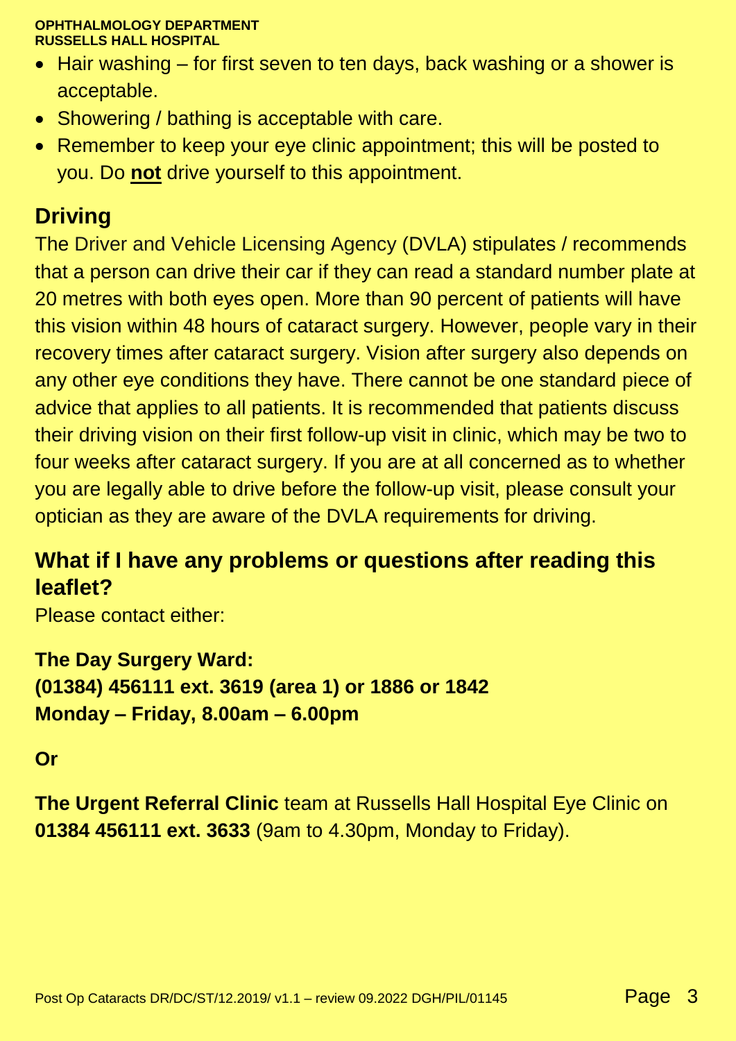- Hair washing – for first seven to ten days, back washing or a shower is acceptable.
- Showering / bathing is acceptable with care.
- Remember to keep your eye clinic appointment; this will be posted to you. Do **not** drive yourself to this appointment.

## Driving

The Driver and Vehicle Licensing Agency (DVLA) stipulates / recommends that a person can drive their car if they can read a standard number plate at 20 metres with both eyes open. More than 90 percent of patients will have this vision within 48 hours of cataract surgery. However, people vary in their recovery times after cataract surgery. Vision after surgery also depends on any other eye conditions they have. There cannot be one standard piece of advice that applies to all patients. It is recommended that patients discuss their driving vision on their first follow-up visit in clinic, which may be two to four weeks after cataract surgery. If you are at all concerned as to whether you are legally able to drive before the follow-up visit, please consult your optician as they are aware of the DVLA requirements for driving.

## What if I have any problems or questions after reading this leaflet?

Please contact either:

**The Day Surgery Ward:**
**(01384) 456111 ext. 3619 (area 1) or 1886 or 1842**
**Monday – Friday, 8.00am – 6.00pm**

**Or**

**The Urgent Referral Clinic** team at Russells Hall Hospital Eye Clinic on **01384 456111 ext. 3633** (9am to 4.30pm, Monday to Friday).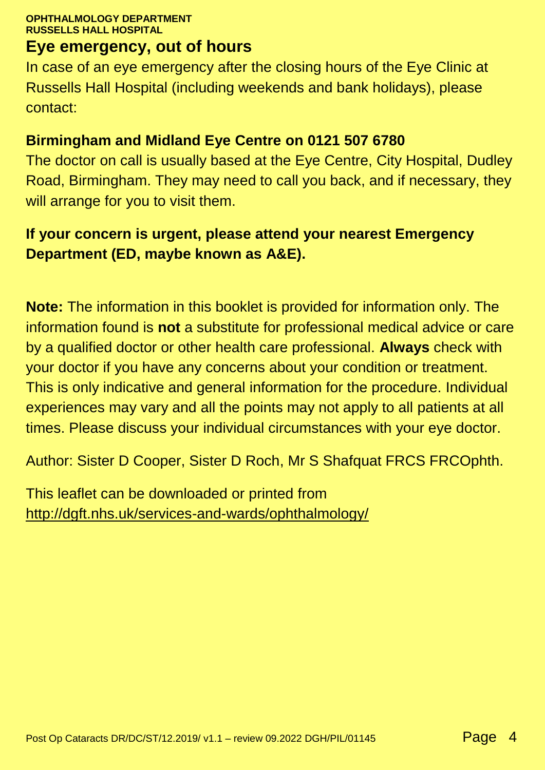**OPHTHALMOLOGY DEPARTMENT**
**RUSSELLS HALL HOSPITAL**

## Eye emergency, out of hours

In case of an eye emergency after the closing hours of the Eye Clinic at Russells Hall Hospital (including weekends and bank holidays), please contact:

**Birmingham and Midland Eye Centre on 0121 507 6780**
The doctor on call is usually based at the Eye Centre, City Hospital, Dudley Road, Birmingham. They may need to call you back, and if necessary, they will arrange for you to visit them.

**If your concern is urgent, please attend your nearest Emergency Department (ED, maybe known as A&E).**

**Note:** The information in this booklet is provided for information only. The information found is **not** a substitute for professional medical advice or care by a qualified doctor or other health care professional. **Always** check with your doctor if you have any concerns about your condition or treatment. This is only indicative and general information for the procedure. Individual experiences may vary and all the points may not apply to all patients at all times. Please discuss your individual circumstances with your eye doctor.

Author: Sister D Cooper, Sister D Roch, Mr S Shafquat FRCS FRCOphth.

This leaflet can be downloaded or printed from
http://dgft.nhs.uk/services-and-wards/ophthalmology/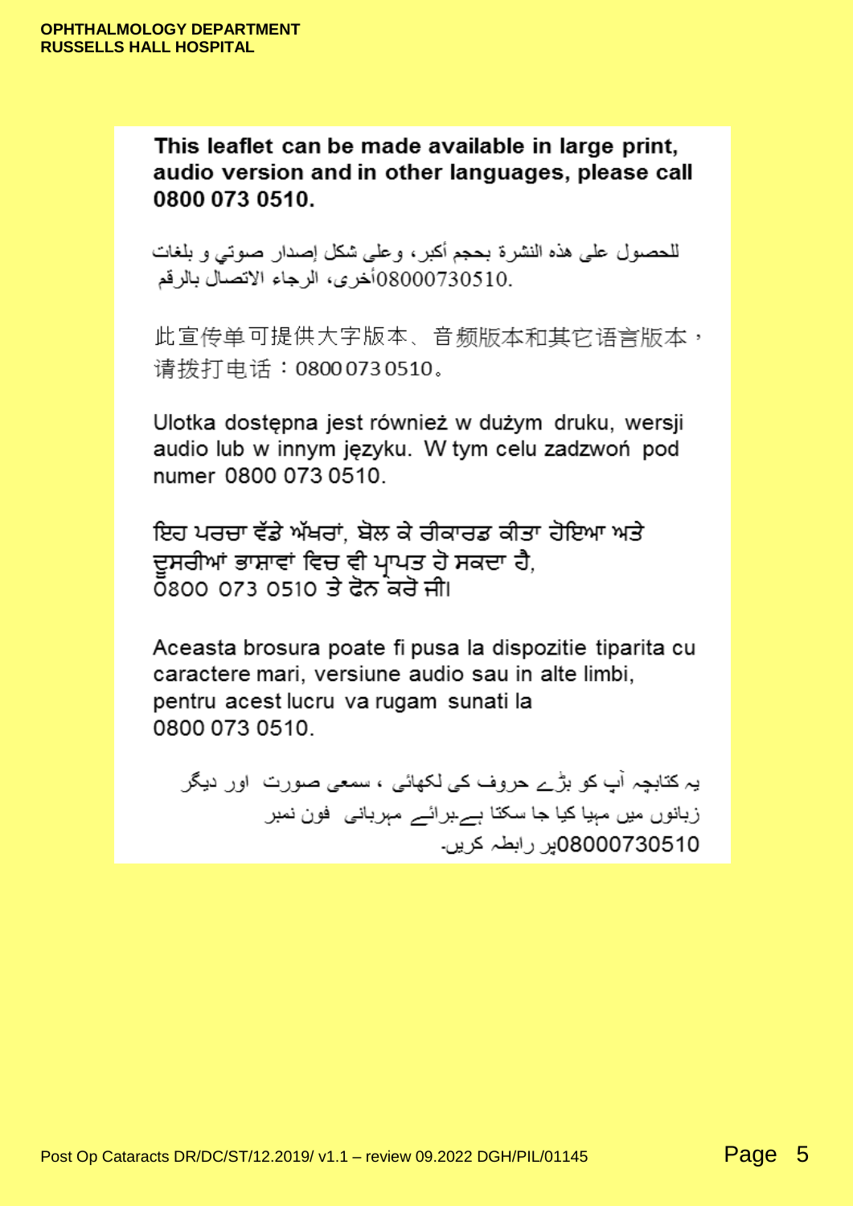**This leaflet can be made available in large print, audio version and in other languages, please call 0800 073 0510.**

للحصول على هذه النشرة بحجم أكبر، وعلى شكل إصدار صوتي و بلغات أخرى، الرجاء الاتصال بالرقم 08000730510.

此宣传单可提供大字版本、音频版本和其它语言版本，请拨打电话：0800 073 0510。

Ulotka dostępna jest również w dużym druku, wersji audio lub w innym języku. W tym celu zadzwoń pod numer 0800 073 0510.

ਇਹ ਪਰਚਾ ਵੱਡੇ ਅੱਖਰਾਂ, ਬੋਲ ਕੇ ਰੀਕਾਰਡ ਕੀਤਾ ਹੋਇਆ ਅਤੇ ਦੂਸਰੀਆਂ ਭਾਸ਼ਾਵਾਂ ਵਿਚ ਵੀ ਪ੍ਰਾਪਤ ਹੋ ਸਕਦਾ ਹੈ, 0800 073 0510 ਤੇ ਫੋਨ ਕਰੋ ਜੀ।

Aceasta brosura poate fi pusa la dispozitie tiparita cu caractere mari, versiune audio sau in alte limbi, pentru acest lucru va rugam sunati la 0800 073 0510.

یہ کتابچہ آپ کو بڑے حروف کی لکھائی ، سمعی صورت اور دیگر زبانوں میں مہیا کیا جا سکتا ہے۔برائے مہربانی فون نمبر 08000730510پر رابطہ کریں۔